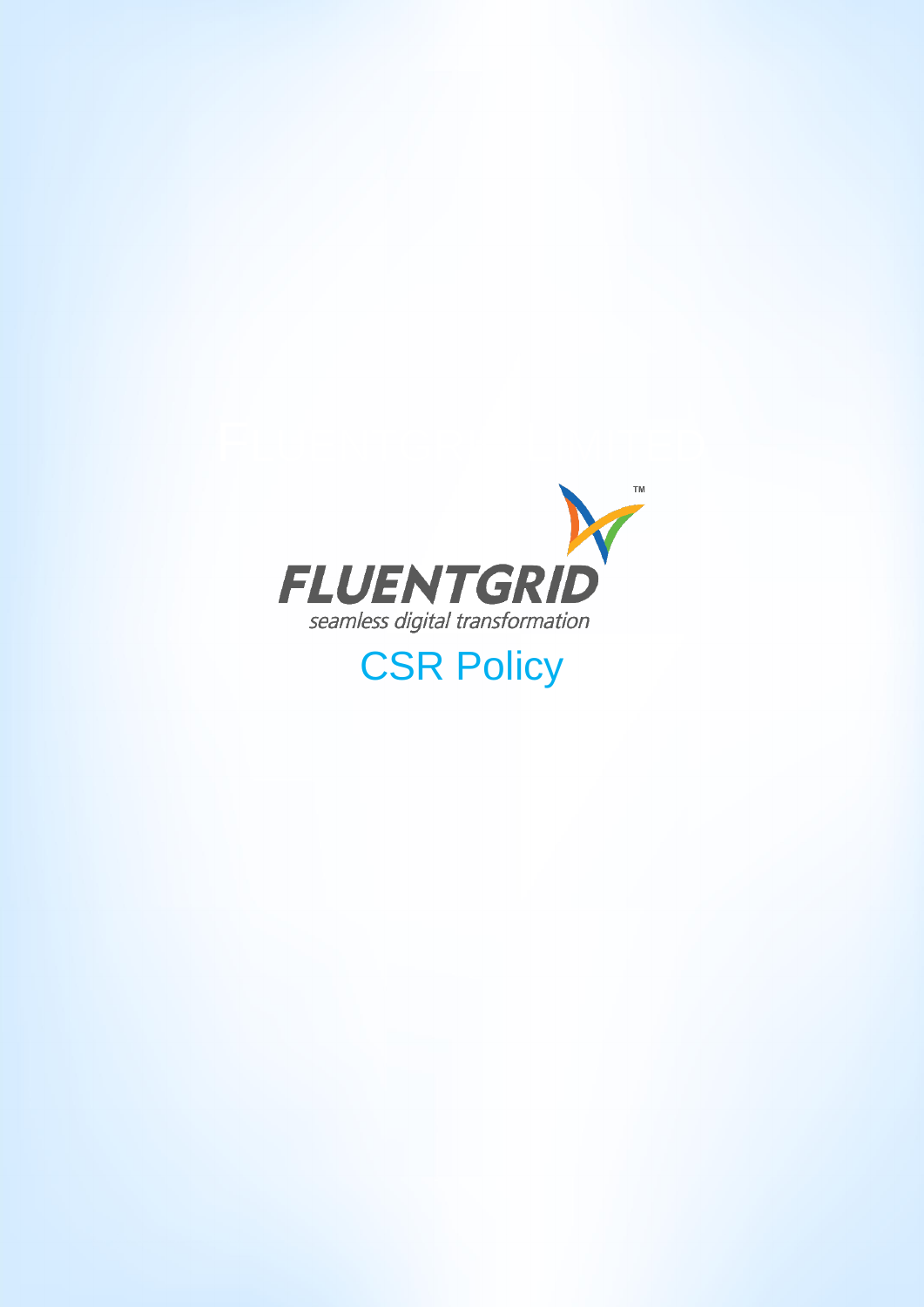FLUENTGRID

seamless digital transformation

# CSR Policy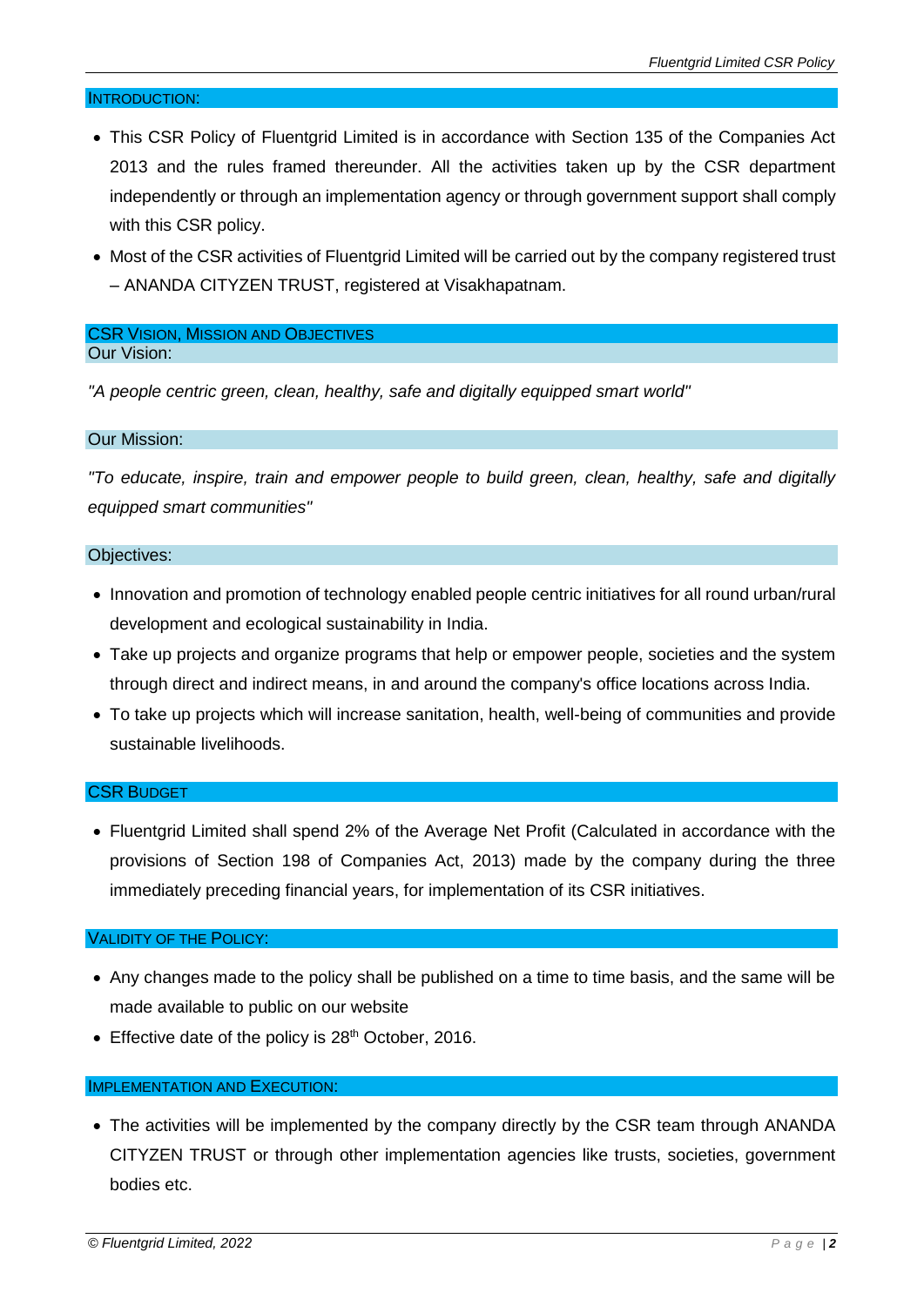## INTRODUCTION:

- This CSR Policy of Fluentgrid Limited is in accordance with Section 135 of the Companies Act 2013 and the rules framed thereunder. All the activities taken up by the CSR department independently or through an implementation agency or through government support shall comply with this CSR policy.
- Most of the CSR activities of Fluentgrid Limited will be carried out by the company registered trust – ANANDA CITYZEN TRUST, registered at Visakhapatnam.

## CSR VISION, MISSION AND OBJECTIVES

### Our Vision:

*"A people centric green, clean, healthy, safe and digitally equipped smart world"*

### Our Mission:

*"To educate, inspire, train and empower people to build green, clean, healthy, safe and digitally equipped smart communities"*

### Objectives:

- Innovation and promotion of technology enabled people centric initiatives for all round urban/rural development and ecological sustainability in India.
- Take up projects and organize programs that help or empower people, societies and the system through direct and indirect means, in and around the company's office locations across India.
- To take up projects which will increase sanitation, health, well-being of communities and provide sustainable livelihoods.

## CSR BUDGET

- Fluentgrid Limited shall spend 2% of the Average Net Profit (Calculated in accordance with the provisions of Section 198 of Companies Act, 2013) made by the company during the three immediately preceding financial years, for implementation of its CSR initiatives.

## VALIDITY OF THE POLICY:

- Any changes made to the policy shall be published on a time to time basis, and the same will be made available to public on our website
- Effective date of the policy is 28th October, 2016.

## IMPLEMENTATION AND EXECUTION:

- The activities will be implemented by the company directly by the CSR team through ANANDA CITYZEN TRUST or through other implementation agencies like trusts, societies, government bodies etc.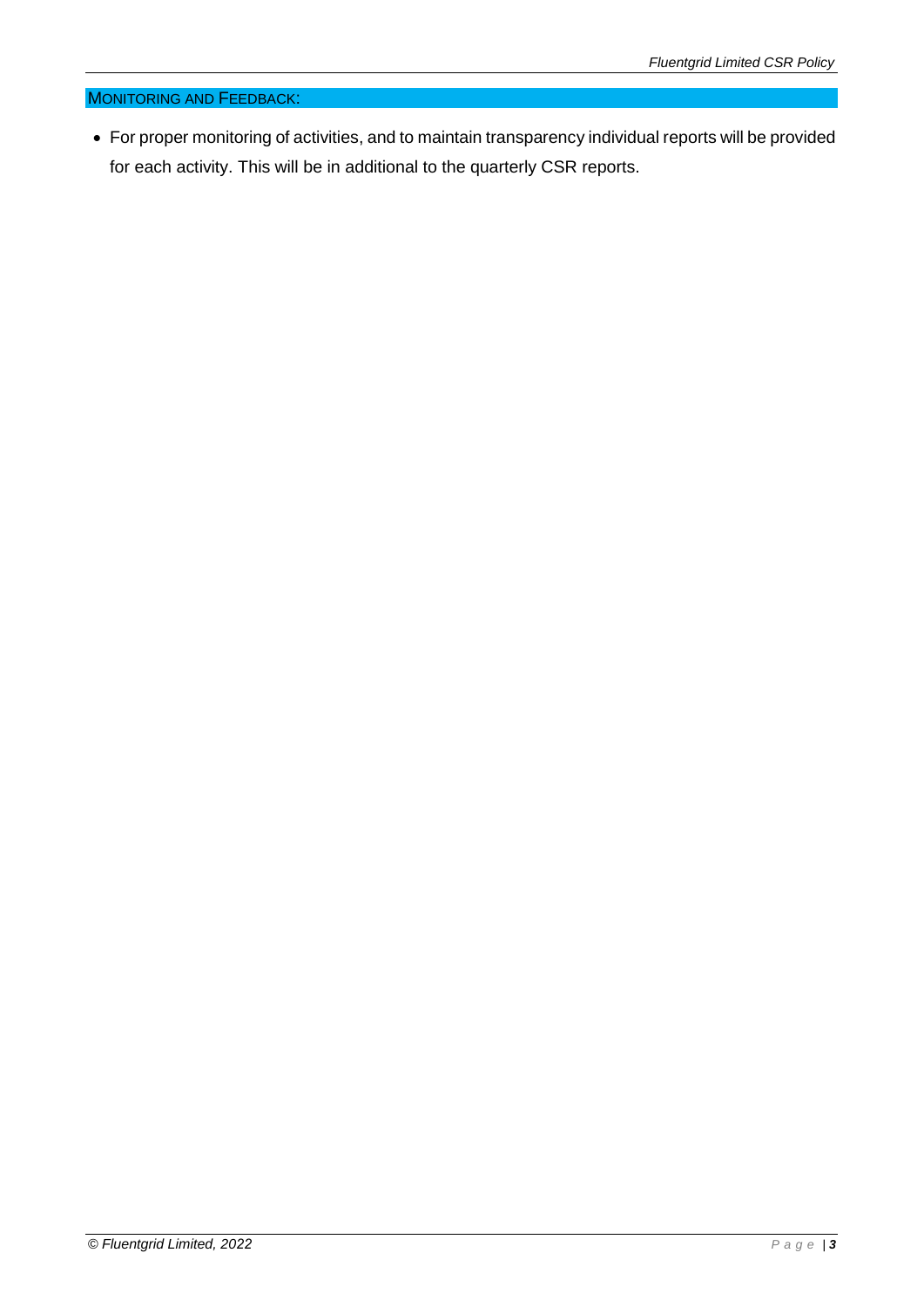## MONITORING AND FEEDBACK:

- For proper monitoring of activities, and to maintain transparency individual reports will be provided for each activity. This will be in additional to the quarterly CSR reports.